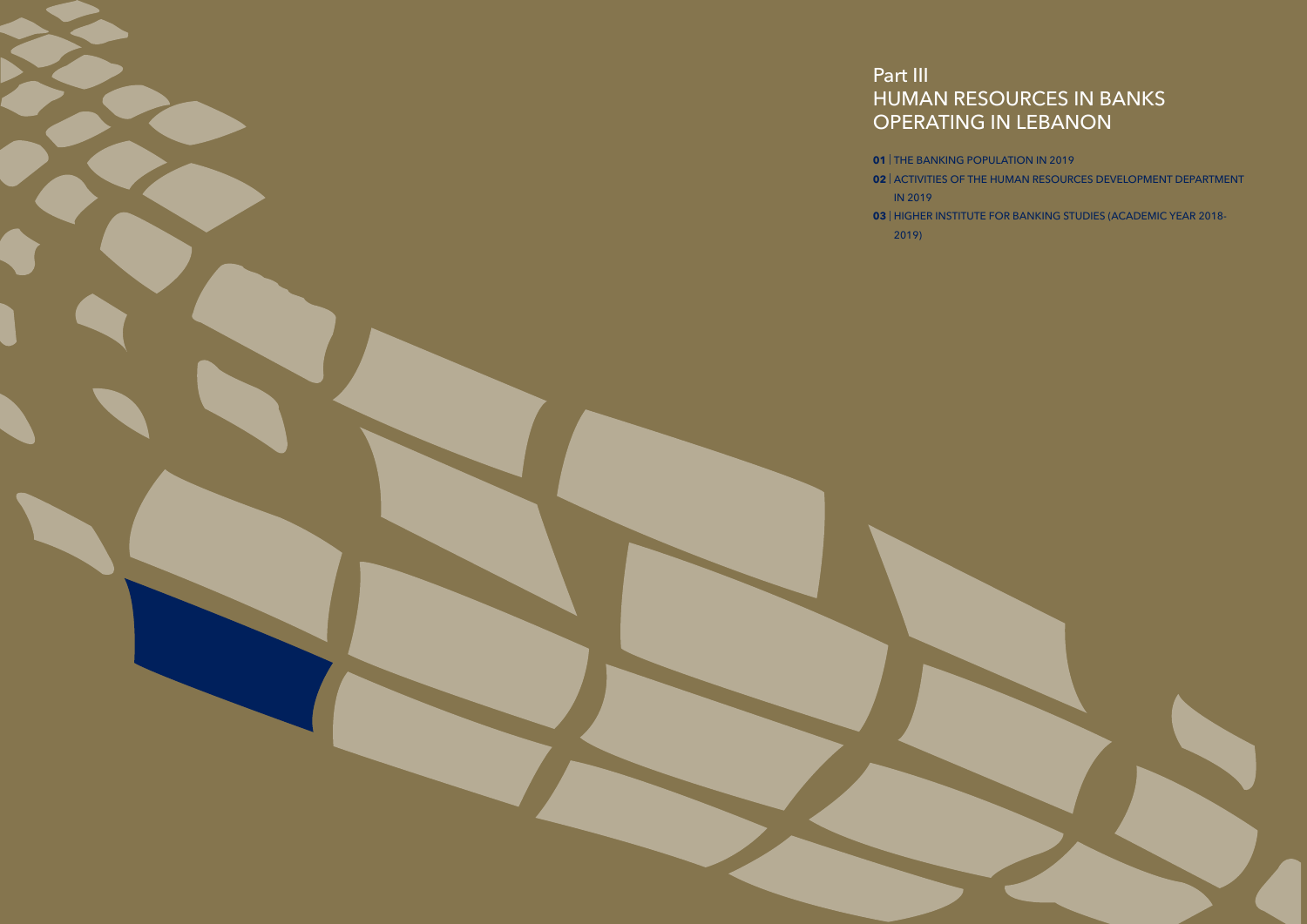# Part III
# HUMAN RESOURCES IN BANKS OPERATING IN LEBANON

**01** | THE BANKING POPULATION IN 2019

**02** | ACTIVITIES OF THE HUMAN RESOURCES DEVELOPMENT DEPARTMENT IN 2019

**03** | HIGHER INSTITUTE FOR BANKING STUDIES (ACADEMIC YEAR 2018-2019)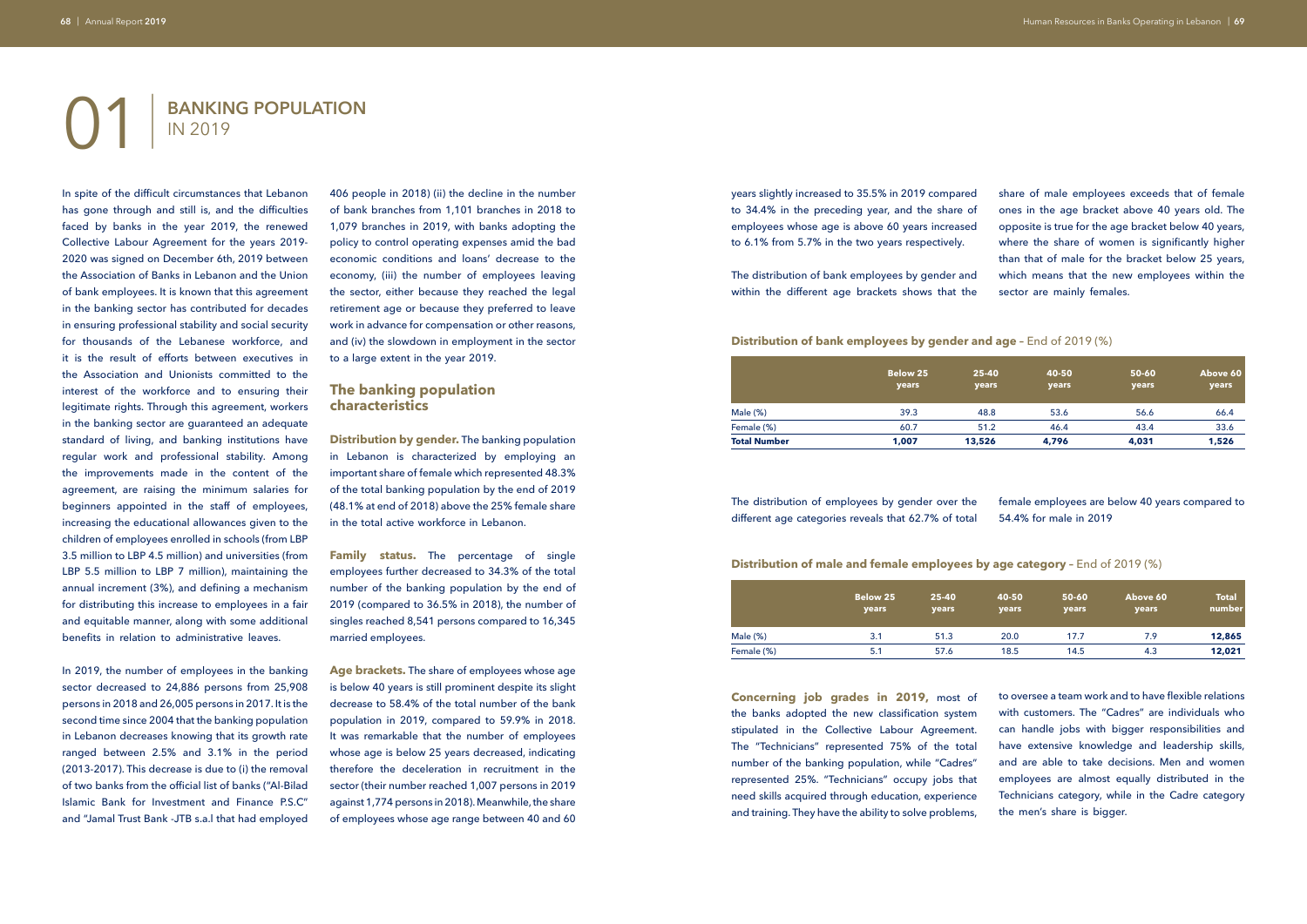# 01 BANKING POPULATION IN 2019

In spite of the difficult circumstances that Lebanon has gone through and still is, and the difficulties faced by banks in the year 2019, the renewed Collective Labour Agreement for the years 2019-2020 was signed on December 6th, 2019 between the Association of Banks in Lebanon and the Union of bank employees. It is known that this agreement in the banking sector has contributed for decades in ensuring professional stability and social security for thousands of the Lebanese workforce, and it is the result of efforts between executives in the Association and Unionists committed to the interest of the workforce and to ensuring their legitimate rights. Through this agreement, workers in the banking sector are guaranteed an adequate standard of living, and banking institutions have regular work and professional stability. Among the improvements made in the content of the agreement, are raising the minimum salaries for beginners appointed in the staff of employees, increasing the educational allowances given to the children of employees enrolled in schools (from LBP 3.5 million to LBP 4.5 million) and universities (from LBP 5.5 million to LBP 7 million), maintaining the annual increment (3%), and defining a mechanism for distributing this increase to employees in a fair and equitable manner, along with some additional benefits in relation to administrative leaves.

In 2019, the number of employees in the banking sector decreased to 24,886 persons from 25,908 persons in 2018 and 26,005 persons in 2017. It is the second time since 2004 that the banking population in Lebanon decreases knowing that its growth rate ranged between 2.5% and 3.1% in the period (2013-2017). This decrease is due to (i) the removal of two banks from the official list of banks ("Al-Bilad Islamic Bank for Investment and Finance P.S.C" and "Jamal Trust Bank -JTB s.a.l that had employed 406 people in 2018) (ii) the decline in the number of bank branches from 1,101 branches in 2018 to 1,079 branches in 2019, with banks adopting the policy to control operating expenses amid the bad economic conditions and loans' decrease to the economy, (iii) the number of employees leaving the sector, either because they reached the legal retirement age or because they preferred to leave work in advance for compensation or other reasons, and (iv) the slowdown in employment in the sector to a large extent in the year 2019.

## The banking population characteristics

**Distribution by gender.** The banking population in Lebanon is characterized by employing an important share of female which represented 48.3% of the total banking population by the end of 2019 (48.1% at end of 2018) above the 25% female share in the total active workforce in Lebanon.

**Family status.** The percentage of single employees further decreased to 34.3% of the total number of the banking population by the end of 2019 (compared to 36.5% in 2018), the number of singles reached 8,541 persons compared to 16,345 married employees.

**Age brackets.** The share of employees whose age is below 40 years is still prominent despite its slight decrease to 58.4% of the total number of the bank population in 2019, compared to 59.9% in 2018. It was remarkable that the number of employees whose age is below 25 years decreased, indicating therefore the deceleration in recruitment in the sector (their number reached 1,007 persons in 2019 against 1,774 persons in 2018). Meanwhile, the share of employees whose age range between 40 and 60 years slightly increased to 35.5% in 2019 compared to 34.4% in the preceding year, and the share of employees whose age is above 60 years increased to 6.1% from 5.7% in the two years respectively.

The distribution of bank employees by gender and within the different age brackets shows that the share of male employees exceeds that of female ones in the age bracket above 40 years old. The opposite is true for the age bracket below 40 years, where the share of women is significantly higher than that of male for the bracket below 25 years, which means that the new employees within the sector are mainly females.

**Distribution of bank employees by gender and age** – End of 2019 (%)

| | Below 25 years | 25-40 years | 40-50 years | 50-60 years | Above 60 years |
|---|---|---|---|---|---|
| Male (%) | 39.3 | 48.8 | 53.6 | 56.6 | 66.4 |
| Female (%) | 60.7 | 51.2 | 46.4 | 43.4 | 33.6 |
| **Total Number** | **1,007** | **13,526** | **4,796** | **4,031** | **1,526** |

The distribution of employees by gender over the different age categories reveals that 62.7% of total female employees are below 40 years compared to 54.4% for male in 2019

**Distribution of male and female employees by age category** – End of 2019 (%)

| | Below 25 years | 25-40 years | 40-50 years | 50-60 years | Above 60 years | Total number |
|---|---|---|---|---|---|---|
| Male (%) | 3.1 | 51.3 | 20.0 | 17.7 | 7.9 | **12,865** |
| Female (%) | 5.1 | 57.6 | 18.5 | 14.5 | 4.3 | **12,021** |

**Concerning job grades in 2019,** most of the banks adopted the new classification system stipulated in the Collective Labour Agreement. The "Technicians" represented 75% of the total number of the banking population, while "Cadres" represented 25%. "Technicians" occupy jobs that need skills acquired through education, experience and training. They have the ability to solve problems, to oversee a team work and to have flexible relations with customers. The "Cadres" are individuals who can handle jobs with bigger responsibilities and have extensive knowledge and leadership skills, and are able to take decisions. Men and women employees are almost equally distributed in the Technicians category, while in the Cadre category the men's share is bigger.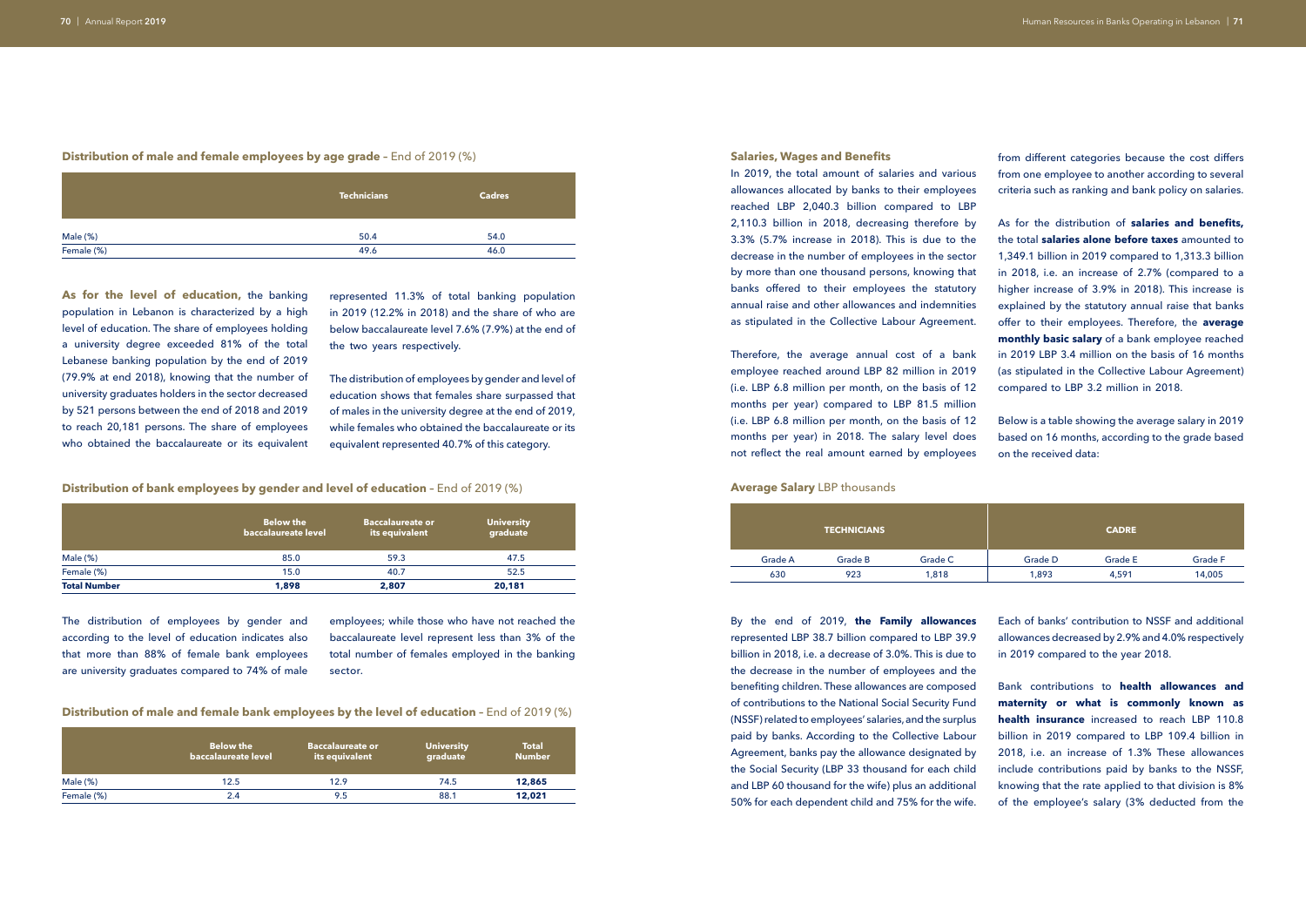### Distribution of male and female employees by age grade – End of 2019 (%)

| | Technicians | Cadres |
|---|---|---|
| Male (%) | 50.4 | 54.0 |
| Female (%) | 49.6 | 46.0 |

**As for the level of education,** the banking population in Lebanon is characterized by a high level of education. The share of employees holding a university degree exceeded 81% of the total Lebanese banking population by the end of 2019 (79.9% at end 2018), knowing that the number of university graduates holders in the sector decreased by 521 persons between the end of 2018 and 2019 to reach 20,181 persons. The share of employees who obtained the baccalaureate or its equivalent represented 11.3% of total banking population in 2019 (12.2% in 2018) and the share of who are below baccalaureate level 7.6% (7.9%) at the end of the two years respectively.

The distribution of employees by gender and level of education shows that females share surpassed that of males in the university degree at the end of 2019, while females who obtained the baccalaureate or its equivalent represented 40.7% of this category.

### Distribution of bank employees by gender and level of education – End of 2019 (%)

| | Below the baccalaureate level | Baccalaureate or its equivalent | University graduate |
|---|---|---|---|
| Male (%) | 85.0 | 59.3 | 47.5 |
| Female (%) | 15.0 | 40.7 | 52.5 |
| **Total Number** | **1,898** | **2,807** | **20,181** |

The distribution of employees by gender and according to the level of education indicates also that more than 88% of female bank employees are university graduates compared to 74% of male employees; while those who have not reached the baccalaureate level represent less than 3% of the total number of females employed in the banking sector.

### Distribution of male and female bank employees by the level of education – End of 2019 (%)

| | Below the baccalaureate level | Baccalaureate or its equivalent | University graduate | Total Number |
|---|---|---|---|---|
| Male (%) | 12.5 | 12.9 | 74.5 | **12,865** |
| Female (%) | 2.4 | 9.5 | 88.1 | **12,021** |

### Salaries, Wages and Benefits

In 2019, the total amount of salaries and various allowances allocated by banks to their employees reached LBP 2,040.3 billion compared to LBP 2,110.3 billion in 2018, decreasing therefore by 3.3% (5.7% increase in 2018). This is due to the decrease in the number of employees in the sector by more than one thousand persons, knowing that banks offered to their employees the statutory annual raise and other allowances and indemnities as stipulated in the Collective Labour Agreement.

Therefore, the average annual cost of a bank employee reached around LBP 82 million in 2019 (i.e. LBP 6.8 million per month, on the basis of 12 months per year) compared to LBP 81.5 million (i.e. LBP 6.8 million per month, on the basis of 12 months per year) in 2018. The salary level does not reflect the real amount earned by employees from different categories because the cost differs from one employee to another according to several criteria such as ranking and bank policy on salaries.

As for the distribution of **salaries and benefits,** the total **salaries alone before taxes** amounted to 1,349.1 billion in 2019 compared to 1,313.3 billion in 2018, i.e. an increase of 2.7% (compared to a higher increase of 3.9% in 2018). This increase is explained by the statutory annual raise that banks offer to their employees. Therefore, the **average monthly basic salary** of a bank employee reached in 2019 LBP 3.4 million on the basis of 16 months (as stipulated in the Collective Labour Agreement) compared to LBP 3.2 million in 2018.

Below is a table showing the average salary in 2019 based on 16 months, according to the grade based on the received data:

### Average Salary LBP thousands

| TECHNICIANS | | | CADRE | | |
|---|---|---|---|---|---|
| Grade A | Grade B | Grade C | Grade D | Grade E | Grade F |
| 630 | 923 | 1,818 | 1,893 | 4,591 | 14,005 |

By the end of 2019, **the Family allowances** represented LBP 38.7 billion compared to LBP 39.9 billion in 2018, i.e. a decrease of 3.0%. This is due to the decrease in the number of employees and the benefiting children. These allowances are composed of contributions to the National Social Security Fund (NSSF) related to employees' salaries, and the surplus paid by banks. According to the Collective Labour Agreement, banks pay the allowance designated by the Social Security (LBP 33 thousand for each child and LBP 60 thousand for the wife) plus an additional 50% for each dependent child and 75% for the wife.

Each of banks' contribution to NSSF and additional allowances decreased by 2.9% and 4.0% respectively in 2019 compared to the year 2018.

Bank contributions to **health allowances and maternity or what is commonly known as health insurance** increased to reach LBP 110.8 billion in 2019 compared to LBP 109.4 billion in 2018, i.e. an increase of 1.3% These allowances include contributions paid by banks to the NSSF, knowing that the rate applied to that division is 8% of the employee's salary (3% deducted from the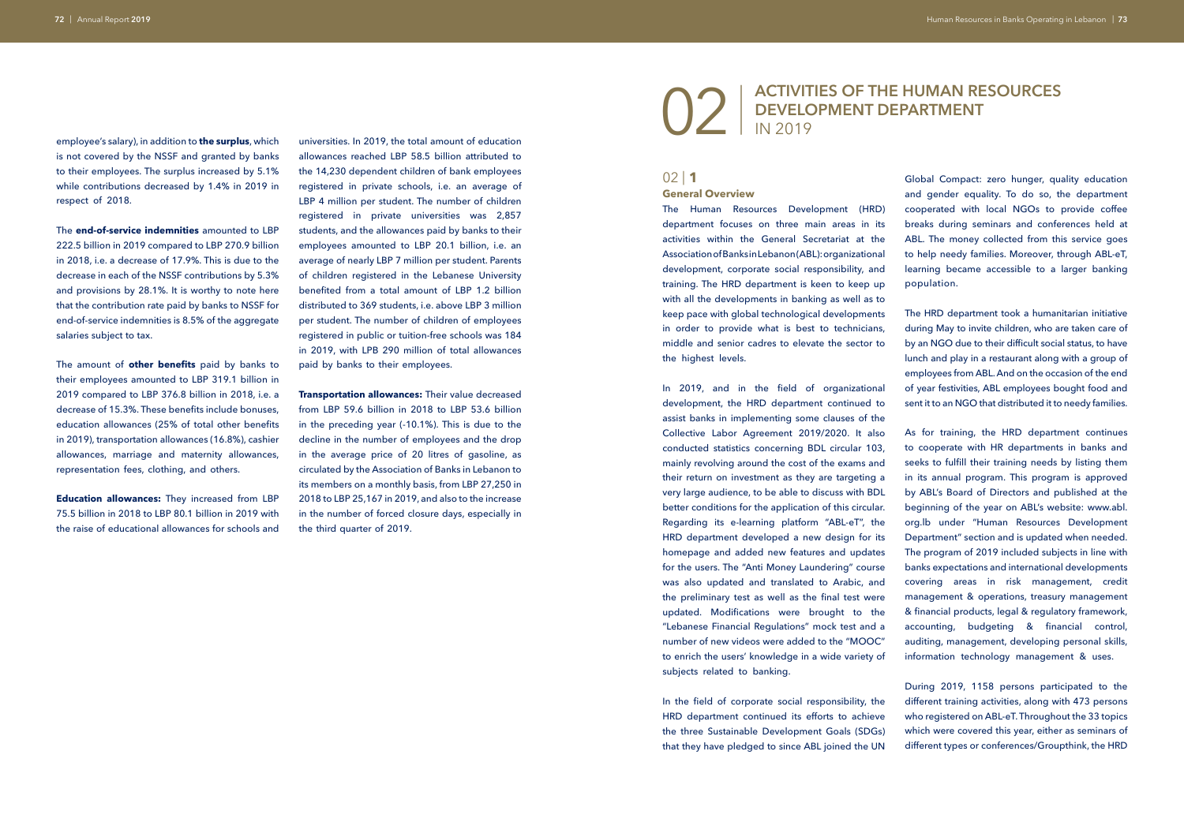employee's salary), in addition to **the surplus**, which is not covered by the NSSF and granted by banks to their employees. The surplus increased by 5.1% while contributions decreased by 1.4% in 2019 in respect of 2018.

The **end-of-service indemnities** amounted to LBP 222.5 billion in 2019 compared to LBP 270.9 billion in 2018, i.e. a decrease of 17.9%. This is due to the decrease in each of the NSSF contributions by 5.3% and provisions by 28.1%. It is worthy to note here that the contribution rate paid by banks to NSSF for end-of-service indemnities is 8.5% of the aggregate salaries subject to tax.

The amount of **other benefits** paid by banks to their employees amounted to LBP 319.1 billion in 2019 compared to LBP 376.8 billion in 2018, i.e. a decrease of 15.3%. These benefits include bonuses, education allowances (25% of total other benefits in 2019), transportation allowances (16.8%), cashier allowances, marriage and maternity allowances, representation fees, clothing, and others.

**Education allowances:** They increased from LBP 75.5 billion in 2018 to LBP 80.1 billion in 2019 with the raise of educational allowances for schools and universities. In 2019, the total amount of education allowances reached LBP 58.5 billion attributed to the 14,230 dependent children of bank employees registered in private schools, i.e. an average of LBP 4 million per student. The number of children registered in private universities was 2,857 students, and the allowances paid by banks to their employees amounted to LBP 20.1 billion, i.e. an average of nearly LBP 7 million per student. Parents of children registered in the Lebanese University benefited from a total amount of LBP 1.2 billion distributed to 369 students, i.e. above LBP 3 million per student. The number of children of employees registered in public or tuition-free schools was 184 in 2019, with LPB 290 million of total allowances paid by banks to their employees.

**Transportation allowances:** Their value decreased from LBP 59.6 billion in 2018 to LBP 53.6 billion in the preceding year (-10.1%). This is due to the decline in the number of employees and the drop in the average price of 20 litres of gasoline, as circulated by the Association of Banks in Lebanon to its members on a monthly basis, from LBP 27,250 in 2018 to LBP 25,167 in 2019, and also to the increase in the number of forced closure days, especially in the third quarter of 2019.

# 02 | ACTIVITIES OF THE HUMAN RESOURCES DEVELOPMENT DEPARTMENT IN 2019

## 02 | 1 General Overview

The Human Resources Development (HRD) department focuses on three main areas in its activities within the General Secretariat at the Association of Banks in Lebanon (ABL): organizational development, corporate social responsibility, and training. The HRD department is keen to keep up with all the developments in banking as well as to keep pace with global technological developments in order to provide what is best to technicians, middle and senior cadres to elevate the sector to the highest levels.

In 2019, and in the field of organizational development, the HRD department continued to assist banks in implementing some clauses of the Collective Labor Agreement 2019/2020. It also conducted statistics concerning BDL circular 103, mainly revolving around the cost of the exams and their return on investment as they are targeting a very large audience, to be able to discuss with BDL better conditions for the application of this circular. Regarding its e-learning platform "ABL-eT", the HRD department developed a new design for its homepage and added new features and updates for the users. The "Anti Money Laundering" course was also updated and translated to Arabic, and the preliminary test as well as the final test were updated. Modifications were brought to the "Lebanese Financial Regulations" mock test and a number of new videos were added to the "MOOC" to enrich the users' knowledge in a wide variety of subjects related to banking.

In the field of corporate social responsibility, the HRD department continued its efforts to achieve the three Sustainable Development Goals (SDGs) that they have pledged to since ABL joined the UN Global Compact: zero hunger, quality education and gender equality. To do so, the department cooperated with local NGOs to provide coffee breaks during seminars and conferences held at ABL. The money collected from this service goes to help needy families. Moreover, through ABL-eT, learning became accessible to a larger banking population.

The HRD department took a humanitarian initiative during May to invite children, who are taken care of by an NGO due to their difficult social status, to have lunch and play in a restaurant along with a group of employees from ABL. And on the occasion of the end of year festivities, ABL employees bought food and sent it to an NGO that distributed it to needy families.

As for training, the HRD department continues to cooperate with HR departments in banks and seeks to fulfill their training needs by listing them in its annual program. This program is approved by ABL's Board of Directors and published at the beginning of the year on ABL's website: www.abl.org.lb under "Human Resources Development Department" section and is updated when needed. The program of 2019 included subjects in line with banks expectations and international developments covering areas in risk management, credit management & operations, treasury management & financial products, legal & regulatory framework, accounting, budgeting & financial control, auditing, management, developing personal skills, information technology management & uses.

During 2019, 1158 persons participated to the different training activities, along with 473 persons who registered on ABL-eT. Throughout the 33 topics which were covered this year, either as seminars of different types or conferences/Groupthink, the HRD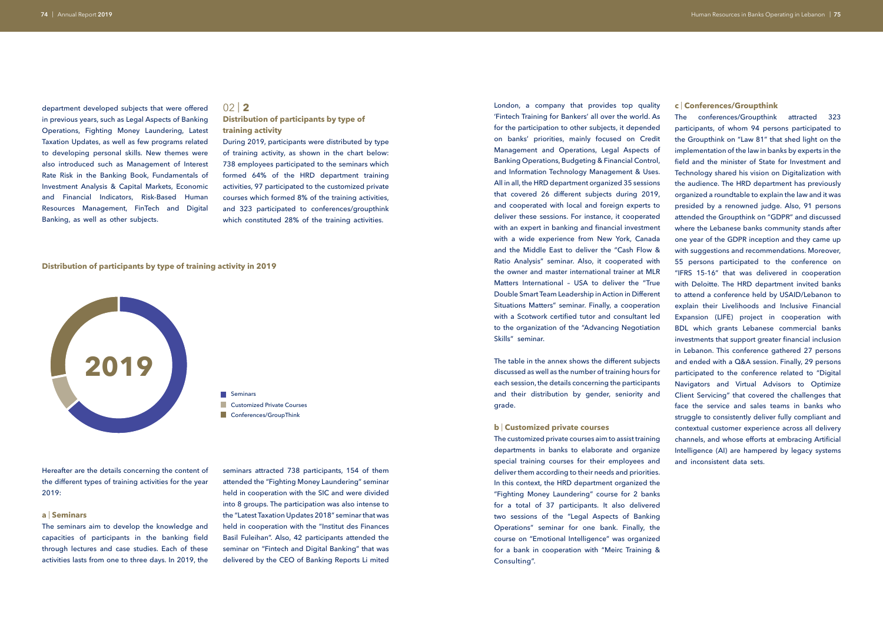department developed subjects that were offered in previous years, such as Legal Aspects of Banking Operations, Fighting Money Laundering, Latest Taxation Updates, as well as few programs related to developing personal skills. New themes were also introduced such as Management of Interest Rate Risk in the Banking Book, Fundamentals of Investment Analysis & Capital Markets, Economic and Financial Indicators, Risk-Based Human Resources Management, FinTech and Digital Banking, as well as other subjects.

## 02 | 2 Distribution of participants by type of training activity

During 2019, participants were distributed by type of training activity, as shown in the chart below: 738 employees participated to the seminars which formed 64% of the HRD department training activities, 97 participated to the customized private courses which formed 8% of the training activities, and 323 participated to conferences/groupthink which constituted 28% of the training activities.

**Distribution of participants by type of training activity in 2019**

2019

Seminars
Customized Private Courses
Conferences/GroupThink

Hereafter are the details concerning the content of the different types of training activities for the year 2019:

### a | Seminars

The seminars aim to develop the knowledge and capacities of participants in the banking field through lectures and case studies. Each of these activities lasts from one to three days. In 2019, the seminars attracted 738 participants, 154 of them attended the "Fighting Money Laundering" seminar held in cooperation with the SIC and were divided into 8 groups. The participation was also intense to the "Latest Taxation Updates 2018" seminar that was held in cooperation with the "Institut des Finances Basil Fuleihan". Also, 42 participants attended the seminar on "Fintech and Digital Banking" that was delivered by the CEO of Banking Reports Li mited London, a company that provides top quality 'Fintech Training for Bankers' all over the world. As for the participation to other subjects, it depended on banks' priorities, mainly focused on Credit Management and Operations, Legal Aspects of Banking Operations, Budgeting & Financial Control, and Information Technology Management & Uses. All in all, the HRD department organized 35 sessions that covered 26 different subjects during 2019, and cooperated with local and foreign experts to deliver these sessions. For instance, it cooperated with an expert in banking and financial investment with a wide experience from New York, Canada and the Middle East to deliver the "Cash Flow & Ratio Analysis" seminar. Also, it cooperated with the owner and master international trainer at MLR Matters International – USA to deliver the "True Double Smart Team Leadership in Action in Different Situations Matters" seminar. Finally, a cooperation with a Scotwork certified tutor and consultant led to the organization of the "Advancing Negotiation Skills" seminar.

The table in the annex shows the different subjects discussed as well as the number of training hours for each session, the details concerning the participants and their distribution by gender, seniority and grade.

### b | Customized private courses

The customized private courses aim to assist training departments in banks to elaborate and organize special training courses for their employees and deliver them according to their needs and priorities. In this context, the HRD department organized the "Fighting Money Laundering" course for 2 banks for a total of 37 participants. It also delivered two sessions of the "Legal Aspects of Banking Operations" seminar for one bank. Finally, the course on "Emotional Intelligence" was organized for a bank in cooperation with "Meirc Training & Consulting".

### c | Conferences/Groupthink

The conferences/Groupthink attracted 323 participants, of whom 94 persons participated to the Groupthink on "Law 81" that shed light on the implementation of the law in banks by experts in the field and the minister of State for Investment and Technology shared his vision on Digitalization with the audience. The HRD department has previously organized a roundtable to explain the law and it was presided by a renowned judge. Also, 91 persons attended the Groupthink on "GDPR" and discussed where the Lebanese banks community stands after one year of the GDPR inception and they came up with suggestions and recommendations. Moreover, 55 persons participated to the conference on "IFRS 15-16" that was delivered in cooperation with Deloitte. The HRD department invited banks to attend a conference held by USAID/Lebanon to explain their Livelihoods and Inclusive Financial Expansion (LIFE) project in cooperation with BDL which grants Lebanese commercial banks investments that support greater financial inclusion in Lebanon. This conference gathered 27 persons and ended with a Q&A session. Finally, 29 persons participated to the conference related to "Digital Navigators and Virtual Advisors to Optimize Client Servicing" that covered the challenges that face the service and sales teams in banks who struggle to consistently deliver fully compliant and contextual customer experience across all delivery channels, and whose efforts at embracing Artificial Intelligence (AI) are hampered by legacy systems and inconsistent data sets.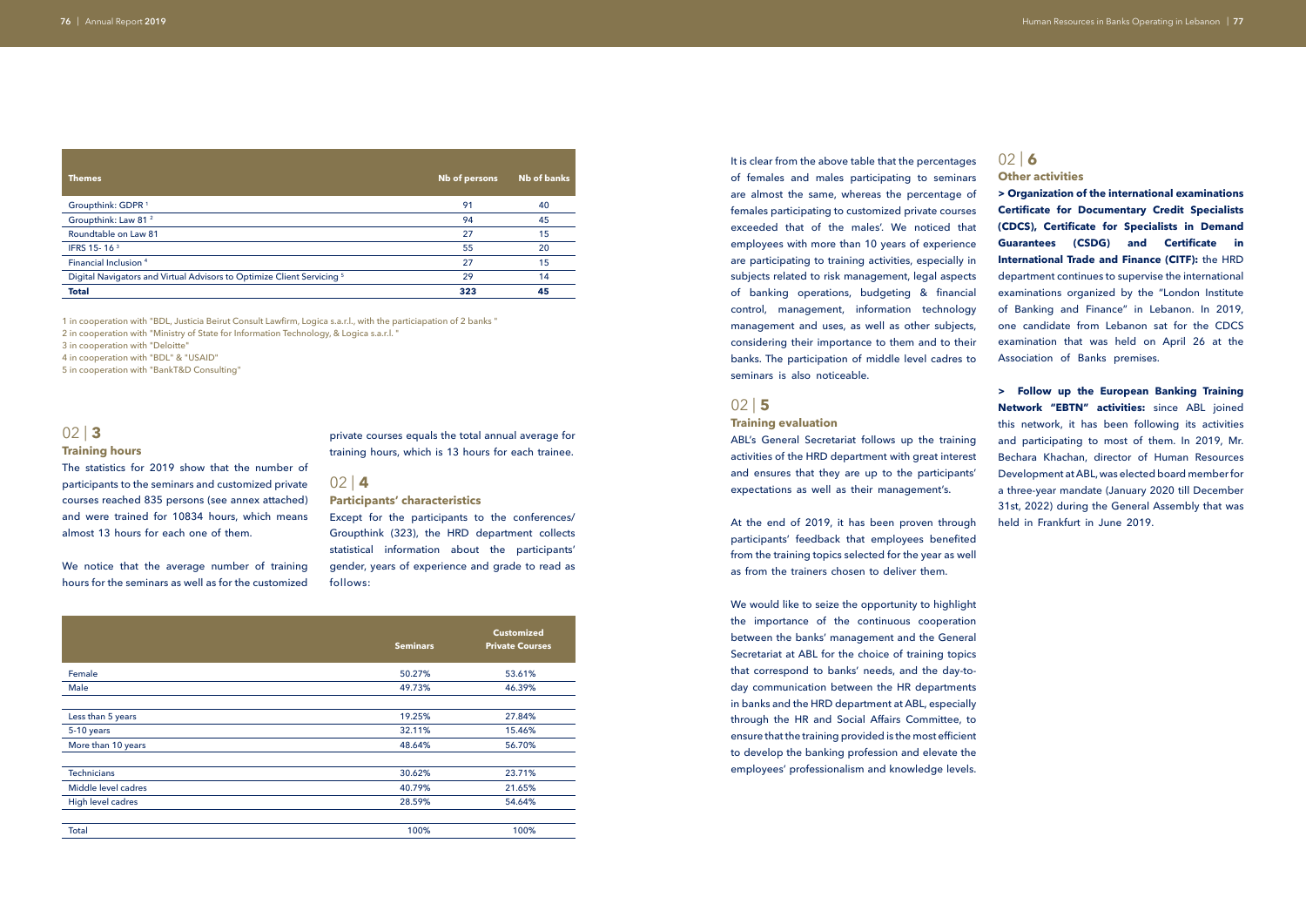| Themes | Nb of persons | Nb of banks |
|---|---|---|
| Groupthink: GDPR [1] | 91 | 40 |
| Groupthink: Law 81 [2] | 94 | 45 |
| Roundtable on Law 81 | 27 | 15 |
| IFRS 15- 16 [3] | 55 | 20 |
| Financial Inclusion [4] | 27 | 15 |
| Digital Navigators and Virtual Advisors to Optimize Client Servicing [5] | 29 | 14 |
| **Total** | **323** | **45** |

1 in cooperation with "BDL, Justicia Beirut Consult Lawfirm, Logica s.a.r.l., with the particiapation of 2 banks "
2 in cooperation with "Ministry of State for Information Technology, & Logica s.a.r.l. "
3 in cooperation with "Deloitte"
4 in cooperation with "BDL" & "USAID"
5 in cooperation with "BankT&D Consulting"

## 02 | 3

### Training hours

The statistics for 2019 show that the number of participants to the seminars and customized private courses reached 835 persons (see annex attached) and were trained for 10834 hours, which means almost 13 hours for each one of them.

We notice that the average number of training hours for the seminars as well as for the customized private courses equals the total annual average for training hours, which is 13 hours for each trainee.

## 02 | 4

### Participants' characteristics

Except for the participants to the conferences/ Groupthink (323), the HRD department collects statistical information about the participants' gender, years of experience and grade to read as follows:

| | Seminars | Customized Private Courses |
|---|---|---|
| Female | 50.27% | 53.61% |
| Male | 49.73% | 46.39% |
| | | |
| Less than 5 years | 19.25% | 27.84% |
| 5-10 years | 32.11% | 15.46% |
| More than 10 years | 48.64% | 56.70% |
| | | |
| Technicians | 30.62% | 23.71% |
| Middle level cadres | 40.79% | 21.65% |
| High level cadres | 28.59% | 54.64% |
| | | |
| Total | 100% | 100% |

It is clear from the above table that the percentages of females and males participating to seminars are almost the same, whereas the percentage of females participating to customized private courses exceeded that of the males'. We noticed that employees with more than 10 years of experience are participating to training activities, especially in subjects related to risk management, legal aspects of banking operations, budgeting & financial control, management, information technology management and uses, as well as other subjects, considering their importance to them and to their banks. The participation of middle level cadres to seminars is also noticeable.

## 02 | 5

### Training evaluation

ABL's General Secretariat follows up the training activities of the HRD department with great interest and ensures that they are up to the participants' expectations as well as their management's.

At the end of 2019, it has been proven through participants' feedback that employees benefited from the training topics selected for the year as well as from the trainers chosen to deliver them.

We would like to seize the opportunity to highlight the importance of the continuous cooperation between the banks' management and the General Secretariat at ABL for the choice of training topics that correspond to banks' needs, and the day-to-day communication between the HR departments in banks and the HRD department at ABL, especially through the HR and Social Affairs Committee, to ensure that the training provided is the most efficient to develop the banking profession and elevate the employees' professionalism and knowledge levels.

## 02 | 6

### Other activities

**> Organization of the international examinations Certificate for Documentary Credit Specialists (CDCS), Certificate for Specialists in Demand Guarantees (CSDG) and Certificate in International Trade and Finance (CITF):** the HRD department continues to supervise the international examinations organized by the "London Institute of Banking and Finance" in Lebanon. In 2019, one candidate from Lebanon sat for the CDCS examination that was held on April 26 at the Association of Banks premises.

**> Follow up the European Banking Training Network "EBTN" activities:** since ABL joined this network, it has been following its activities and participating to most of them. In 2019, Mr. Bechara Khachan, director of Human Resources Development at ABL, was elected board member for a three-year mandate (January 2020 till December 31st, 2022) during the General Assembly that was held in Frankfurt in June 2019.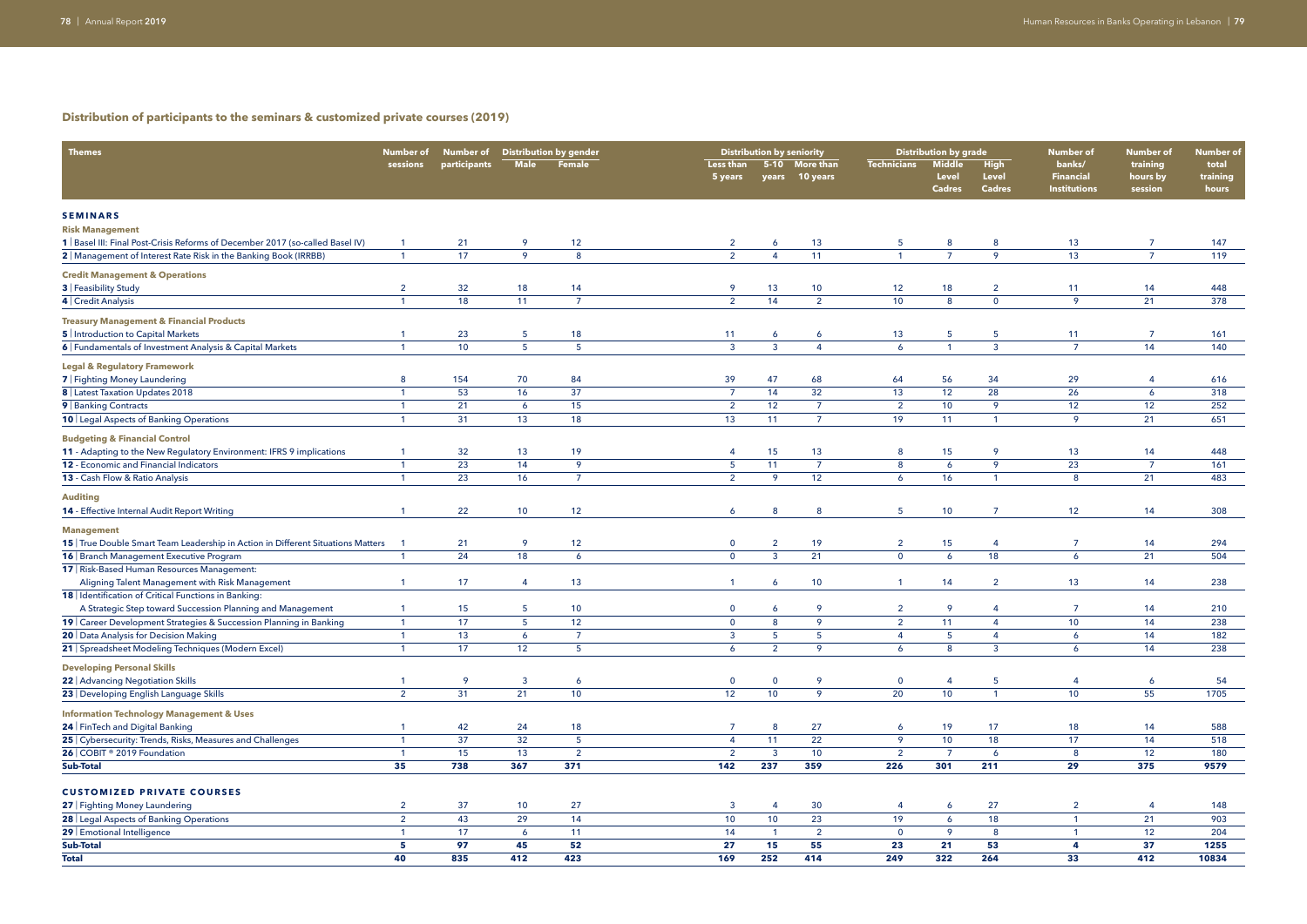## Distribution of participants to the seminars & customized private courses (2019)

| Themes | Number of sessions | Number of participants | Distribution by gender | | Distribution by seniority | | | Distribution by grade | | | Number of banks/ Financial Institutions | Number of training hours by session | Number of total training hours |
|---|---|---|---|---|---|---|---|---|---|---|---|---|---|
| | | | Male | Female | Less than 5 years | 5-10 years | More than 10 years | Technicians | Middle Level Cadres | High Level Cadres | | | |
| **SEMINARS** | | | | | | | | | | | | | |
| **Risk Management** | | | | | | | | | | | | | |
| 1 \| Basel III: Final Post-Crisis Reforms of December 2017 (so-called Basel IV) | 1 | 21 | 9 | 12 | 2 | 6 | 13 | 5 | 8 | 8 | 13 | 7 | 147 |
| 2 \| Management of Interest Rate Risk in the Banking Book (IRRBB) | 1 | 17 | 9 | 8 | 2 | 4 | 11 | 1 | 7 | 9 | 13 | 7 | 119 |
| **Credit Management & Operations** | | | | | | | | | | | | | |
| 3 \| Feasibility Study | 2 | 32 | 18 | 14 | 9 | 13 | 10 | 12 | 18 | 2 | 11 | 14 | 448 |
| 4 \| Credit Analysis | 1 | 18 | 11 | 7 | 2 | 14 | 2 | 10 | 8 | 0 | 9 | 21 | 378 |
| **Treasury Management & Financial Products** | | | | | | | | | | | | | |
| 5 \| Introduction to Capital Markets | 1 | 23 | 5 | 18 | 11 | 6 | 6 | 13 | 5 | 5 | 11 | 7 | 161 |
| 6 \| Fundamentals of Investment Analysis & Capital Markets | 1 | 10 | 5 | 5 | 3 | 3 | 4 | 6 | 1 | 3 | 7 | 14 | 140 |
| **Legal & Regulatory Framework** | | | | | | | | | | | | | |
| 7 \| Fighting Money Laundering | 8 | 154 | 70 | 84 | 39 | 47 | 68 | 64 | 56 | 34 | 29 | 4 | 616 |
| 8 \| Latest Taxation Updates 2018 | 1 | 53 | 16 | 37 | 7 | 14 | 32 | 13 | 12 | 28 | 26 | 6 | 318 |
| 9 \| Banking Contracts | 1 | 21 | 6 | 15 | 2 | 12 | 7 | 2 | 10 | 9 | 12 | 12 | 252 |
| 10 \| Legal Aspects of Banking Operations | 1 | 31 | 13 | 18 | 13 | 11 | 7 | 19 | 11 | 1 | 9 | 21 | 651 |
| **Budgeting & Financial Control** | | | | | | | | | | | | | |
| 11 - Adapting to the New Regulatory Environment: IFRS 9 implications | 1 | 32 | 13 | 19 | 4 | 15 | 13 | 8 | 15 | 9 | 13 | 14 | 448 |
| 12 - Economic and Financial Indicators | 1 | 23 | 14 | 9 | 5 | 11 | 7 | 8 | 6 | 9 | 23 | 7 | 161 |
| 13 - Cash Flow & Ratio Analysis | 1 | 23 | 16 | 7 | 2 | 9 | 12 | 6 | 16 | 1 | 8 | 21 | 483 |
| **Auditing** | | | | | | | | | | | | | |
| 14 - Effective Internal Audit Report Writing | 1 | 22 | 10 | 12 | 6 | 8 | 8 | 5 | 10 | 7 | 12 | 14 | 308 |
| **Management** | | | | | | | | | | | | | |
| 15 \| True Double Smart Team Leadership in Action in Different Situations Matters | 1 | 21 | 9 | 12 | 0 | 2 | 19 | 2 | 15 | 4 | 7 | 14 | 294 |
| 16 \| Branch Management Executive Program | 1 | 24 | 18 | 6 | 0 | 3 | 21 | 0 | 6 | 18 | 6 | 21 | 504 |
| 17 \| Risk-Based Human Resources Management: Aligning Talent Management with Risk Management | 1 | 17 | 4 | 13 | 1 | 6 | 10 | 1 | 14 | 2 | 13 | 14 | 238 |
| 18 \| Identification of Critical Functions in Banking: A Strategic Step toward Succession Planning and Management | 1 | 15 | 5 | 10 | 0 | 6 | 9 | 2 | 9 | 4 | 7 | 14 | 210 |
| 19 \| Career Development Strategies & Succession Planning in Banking | 1 | 17 | 5 | 12 | 0 | 8 | 9 | 2 | 11 | 4 | 10 | 14 | 238 |
| 20 \| Data Analysis for Decision Making | 1 | 13 | 6 | 7 | 3 | 5 | 5 | 4 | 5 | 4 | 6 | 14 | 182 |
| 21 \| Spreadsheet Modeling Techniques (Modern Excel) | 1 | 17 | 12 | 5 | 6 | 2 | 9 | 6 | 8 | 3 | 6 | 14 | 238 |
| **Developing Personal Skills** | | | | | | | | | | | | | |
| 22 \| Advancing Negotiation Skills | 1 | 9 | 3 | 6 | 0 | 0 | 9 | 0 | 4 | 5 | 4 | 6 | 54 |
| 23 \| Developing English Language Skills | 2 | 31 | 21 | 10 | 12 | 10 | 9 | 20 | 10 | 1 | 10 | 55 | 1705 |
| **Information Technology Management & Uses** | | | | | | | | | | | | | |
| 24 \| FinTech and Digital Banking | 1 | 42 | 24 | 18 | 7 | 8 | 27 | 6 | 19 | 17 | 18 | 14 | 588 |
| 25 \| Cybersecurity: Trends, Risks, Measures and Challenges | 1 | 37 | 32 | 5 | 4 | 11 | 22 | 9 | 10 | 18 | 17 | 14 | 518 |
| 26 \| COBIT ® 2019 Foundation | 1 | 15 | 13 | 2 | 2 | 3 | 10 | 2 | 7 | 6 | 8 | 12 | 180 |
| **Sub-Total** | **35** | **738** | **367** | **371** | **142** | **237** | **359** | **226** | **301** | **211** | **29** | **375** | **9579** |
| **CUSTOMIZED PRIVATE COURSES** | | | | | | | | | | | | | |
| 27 \| Fighting Money Laundering | 2 | 37 | 10 | 27 | 3 | 4 | 30 | 4 | 6 | 27 | 2 | 4 | 148 |
| 28 \| Legal Aspects of Banking Operations | 2 | 43 | 29 | 14 | 10 | 10 | 23 | 19 | 6 | 18 | 1 | 21 | 903 |
| 29 \| Emotional Intelligence | 1 | 17 | 6 | 11 | 14 | 1 | 2 | 0 | 9 | 8 | 1 | 12 | 204 |
| **Sub-Total** | **5** | **97** | **45** | **52** | **27** | **15** | **55** | **23** | **21** | **53** | **4** | **37** | **1255** |
| **Total** | **40** | **835** | **412** | **423** | **169** | **252** | **414** | **249** | **322** | **264** | **33** | **412** | **10834** |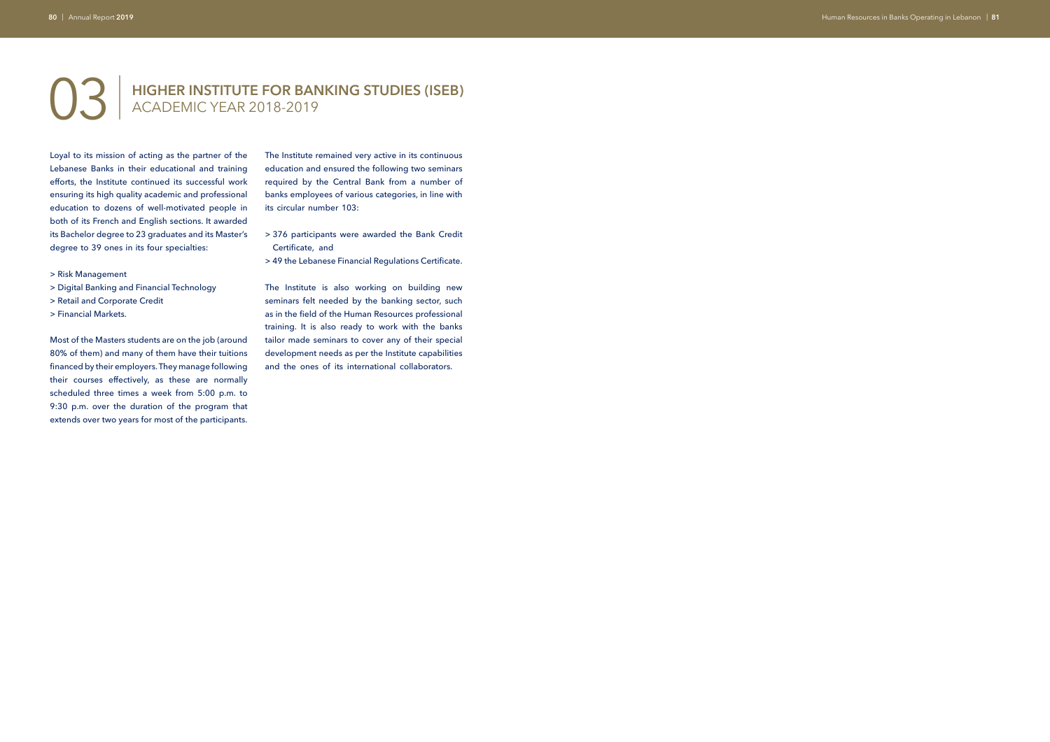# 03 HIGHER INSTITUTE FOR BANKING STUDIES (ISEB) ACADEMIC YEAR 2018-2019

Loyal to its mission of acting as the partner of the Lebanese Banks in their educational and training efforts, the Institute continued its successful work ensuring its high quality academic and professional education to dozens of well-motivated people in both of its French and English sections. It awarded its Bachelor degree to 23 graduates and its Master's degree to 39 ones in its four specialties:

> Risk Management
> Digital Banking and Financial Technology
> Retail and Corporate Credit
> Financial Markets.

Most of the Masters students are on the job (around 80% of them) and many of them have their tuitions financed by their employers. They manage following their courses effectively, as these are normally scheduled three times a week from 5:00 p.m. to 9:30 p.m. over the duration of the program that extends over two years for most of the participants.

The Institute remained very active in its continuous education and ensured the following two seminars required by the Central Bank from a number of banks employees of various categories, in line with its circular number 103:

> 376 participants were awarded the Bank Credit Certificate, and
> 49 the Lebanese Financial Regulations Certificate.

The Institute is also working on building new seminars felt needed by the banking sector, such as in the field of the Human Resources professional training. It is also ready to work with the banks tailor made seminars to cover any of their special development needs as per the Institute capabilities and the ones of its international collaborators.